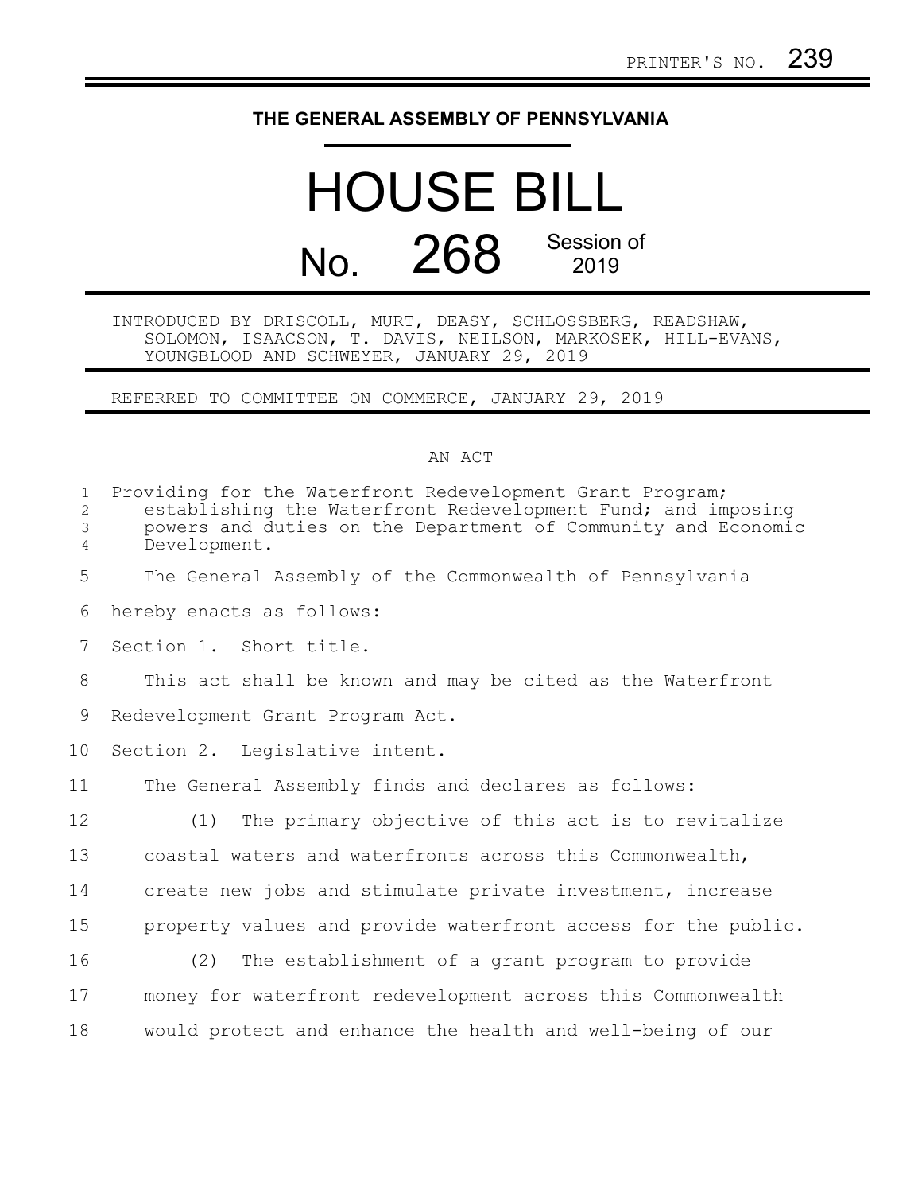PRINTER'S NO. 239

# THE GENERAL ASSEMBLY OF PENNSYLVANIA

# HOUSE BILL

## No. 268 Session of 2019

INTRODUCED BY DRISCOLL, MURT, DEASY, SCHLOSSBERG, READSHAW, SOLOMON, ISAACSON, T. DAVIS, NEILSON, MARKOSEK, HILL-EVANS, YOUNGBLOOD AND SCHWEYER, JANUARY 29, 2019

REFERRED TO COMMITTEE ON COMMERCE, JANUARY 29, 2019

AN ACT

Providing for the Waterfront Redevelopment Grant Program; establishing the Waterfront Redevelopment Fund; and imposing powers and duties on the Department of Community and Economic Development.

The General Assembly of the Commonwealth of Pennsylvania hereby enacts as follows:

Section 1. Short title.

This act shall be known and may be cited as the Waterfront Redevelopment Grant Program Act.

Section 2. Legislative intent.

The General Assembly finds and declares as follows:

(1) The primary objective of this act is to revitalize coastal waters and waterfronts across this Commonwealth, create new jobs and stimulate private investment, increase property values and provide waterfront access for the public.

(2) The establishment of a grant program to provide money for waterfront redevelopment across this Commonwealth would protect and enhance the health and well-being of our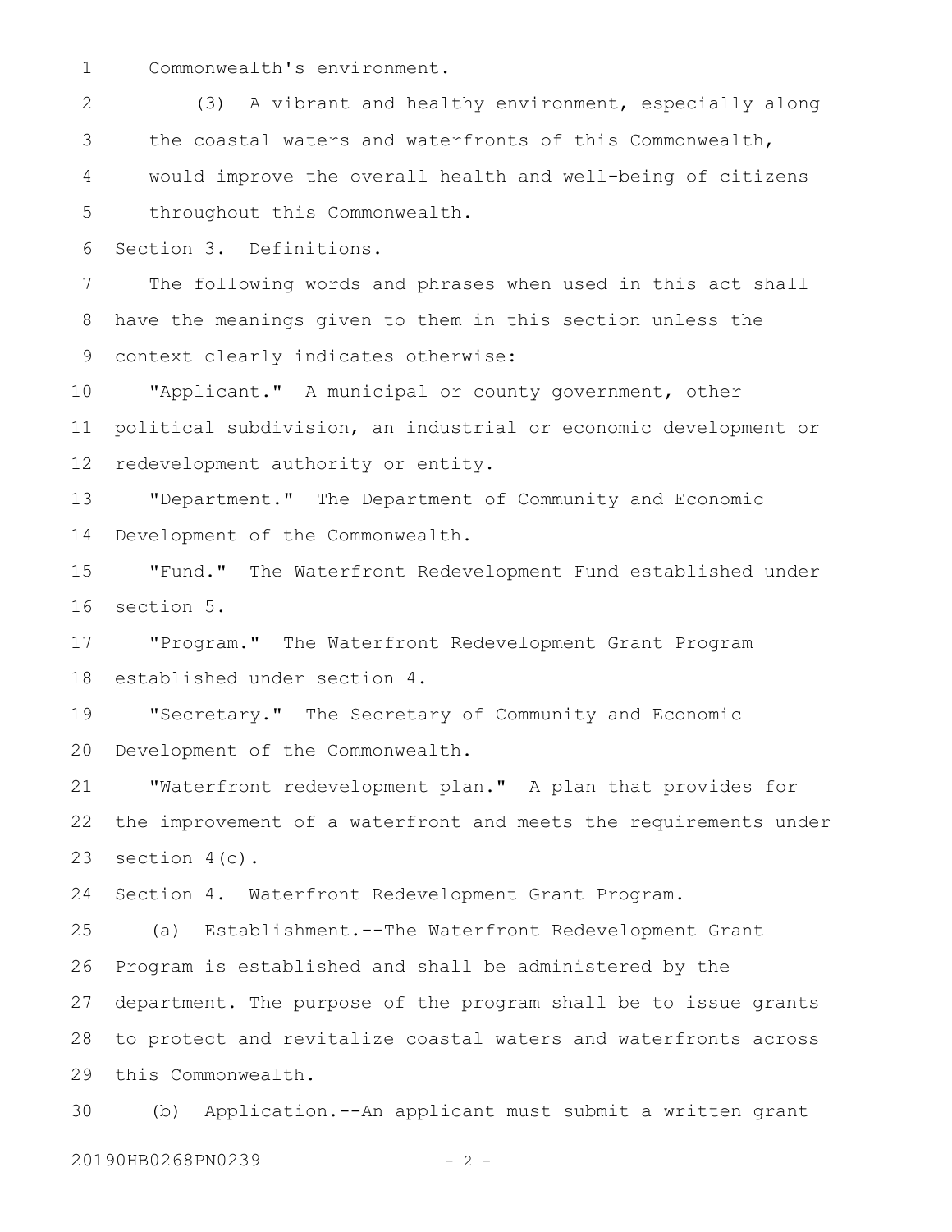Commonwealth's environment.

(3) A vibrant and healthy environment, especially along the coastal waters and waterfronts of this Commonwealth, would improve the overall health and well-being of citizens throughout this Commonwealth.

Section 3. Definitions.

The following words and phrases when used in this act shall have the meanings given to them in this section unless the context clearly indicates otherwise:

"Applicant." A municipal or county government, other political subdivision, an industrial or economic development or redevelopment authority or entity.

"Department." The Department of Community and Economic Development of the Commonwealth.

"Fund." The Waterfront Redevelopment Fund established under section 5.

"Program." The Waterfront Redevelopment Grant Program established under section 4.

"Secretary." The Secretary of Community and Economic Development of the Commonwealth.

"Waterfront redevelopment plan." A plan that provides for the improvement of a waterfront and meets the requirements under section 4(c).

Section 4. Waterfront Redevelopment Grant Program.

(a) Establishment.--The Waterfront Redevelopment Grant Program is established and shall be administered by the department. The purpose of the program shall be to issue grants to protect and revitalize coastal waters and waterfronts across this Commonwealth.

(b) Application.--An applicant must submit a written grant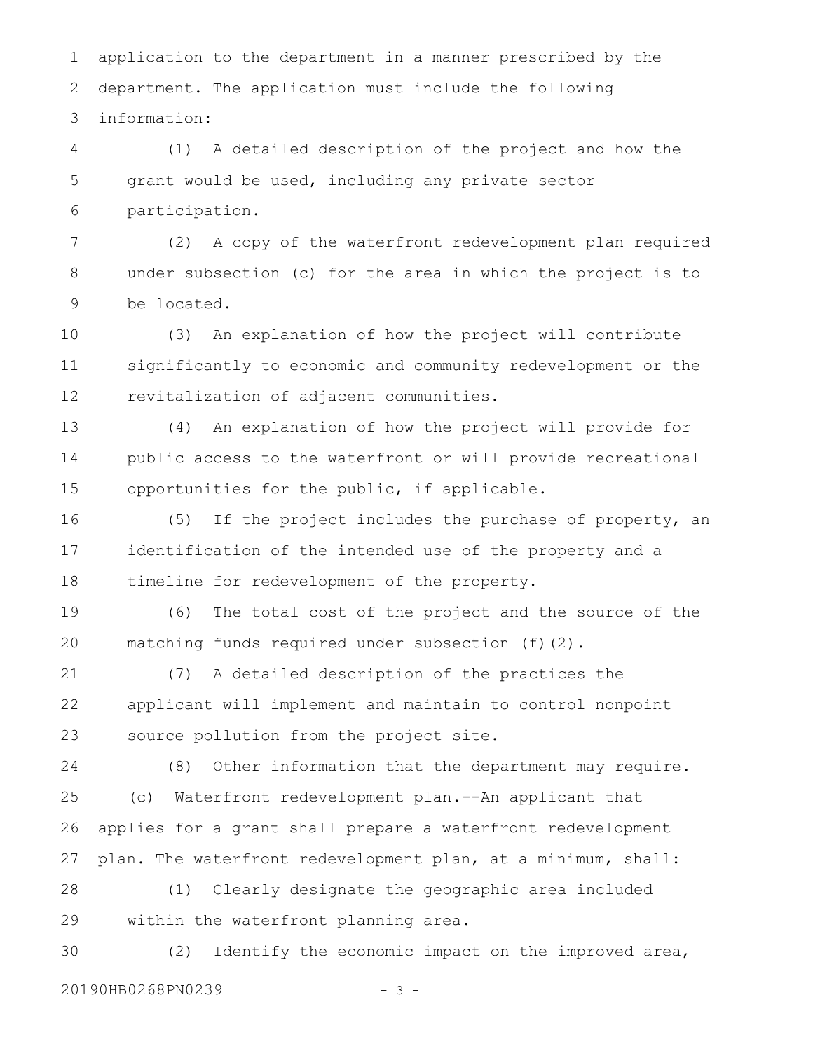application to the department in a manner prescribed by the department. The application must include the following information:

(1) A detailed description of the project and how the grant would be used, including any private sector participation.

(2) A copy of the waterfront redevelopment plan required under subsection (c) for the area in which the project is to be located.

(3) An explanation of how the project will contribute significantly to economic and community redevelopment or the revitalization of adjacent communities.

(4) An explanation of how the project will provide for public access to the waterfront or will provide recreational opportunities for the public, if applicable.

(5) If the project includes the purchase of property, an identification of the intended use of the property and a timeline for redevelopment of the property.

(6) The total cost of the project and the source of the matching funds required under subsection (f)(2).

(7) A detailed description of the practices the applicant will implement and maintain to control nonpoint source pollution from the project site.

(8) Other information that the department may require.

(c) Waterfront redevelopment plan.--An applicant that applies for a grant shall prepare a waterfront redevelopment plan. The waterfront redevelopment plan, at a minimum, shall:

(1) Clearly designate the geographic area included within the waterfront planning area.

(2) Identify the economic impact on the improved area,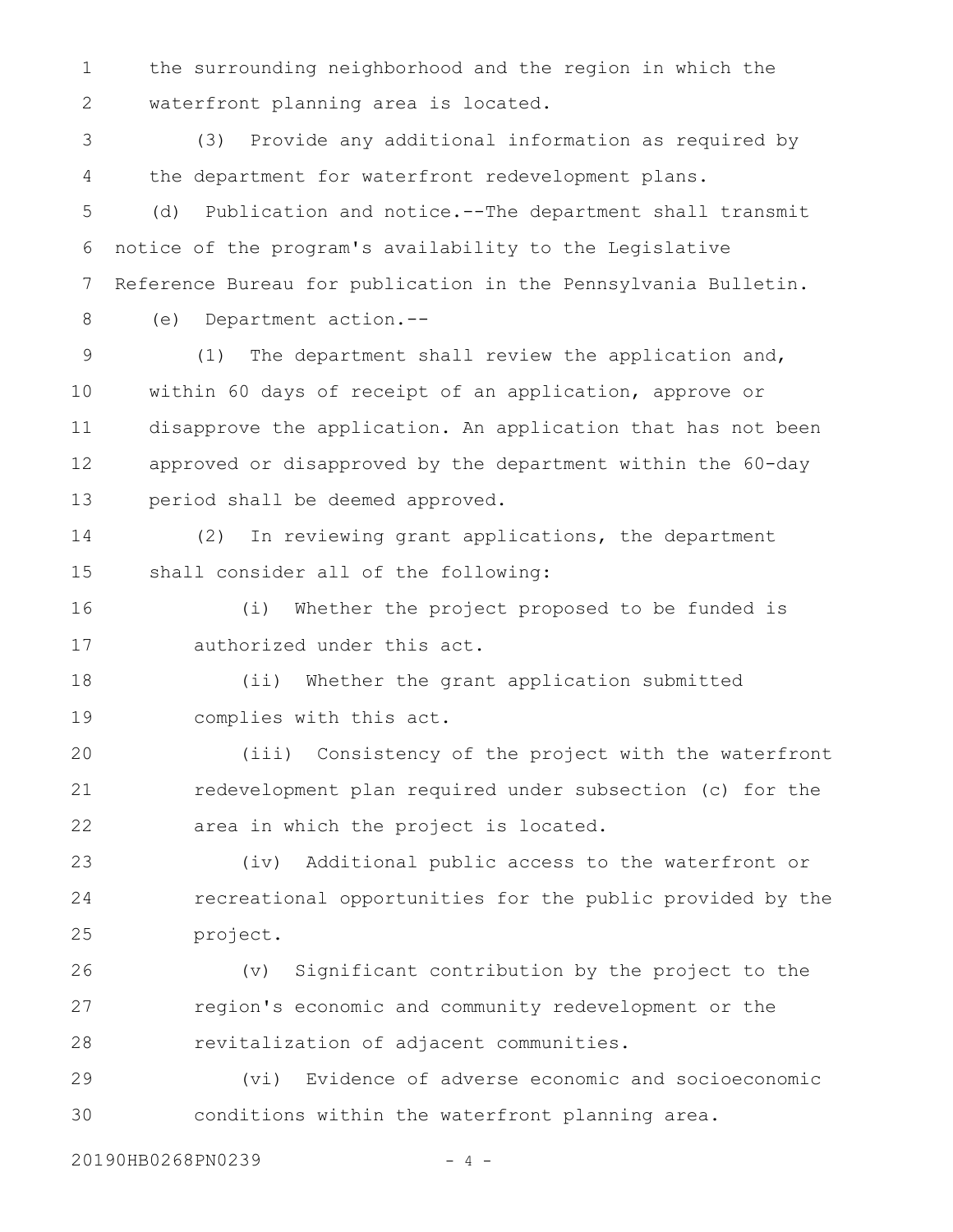the surrounding neighborhood and the region in which the waterfront planning area is located.

(3) Provide any additional information as required by the department for waterfront redevelopment plans.

(d) Publication and notice.--The department shall transmit notice of the program's availability to the Legislative Reference Bureau for publication in the Pennsylvania Bulletin.

(e) Department action.--

(1) The department shall review the application and, within 60 days of receipt of an application, approve or disapprove the application. An application that has not been approved or disapproved by the department within the 60-day period shall be deemed approved.

(2) In reviewing grant applications, the department shall consider all of the following:

(i) Whether the project proposed to be funded is authorized under this act.

(ii) Whether the grant application submitted complies with this act.

(iii) Consistency of the project with the waterfront redevelopment plan required under subsection (c) for the area in which the project is located.

(iv) Additional public access to the waterfront or recreational opportunities for the public provided by the project.

(v) Significant contribution by the project to the region's economic and community redevelopment or the revitalization of adjacent communities.

(vi) Evidence of adverse economic and socioeconomic conditions within the waterfront planning area.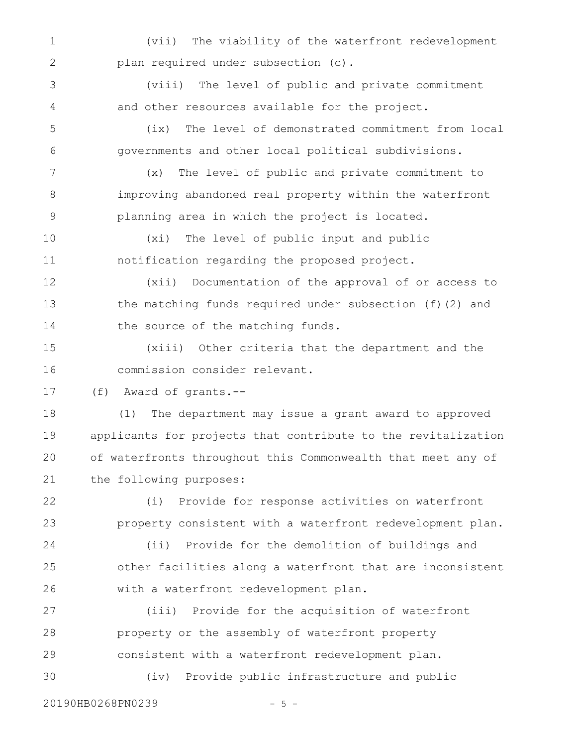(vii) The viability of the waterfront redevelopment plan required under subsection (c).

(viii) The level of public and private commitment and other resources available for the project.

(ix) The level of demonstrated commitment from local governments and other local political subdivisions.

(x) The level of public and private commitment to improving abandoned real property within the waterfront planning area in which the project is located.

(xi) The level of public input and public notification regarding the proposed project.

(xii) Documentation of the approval of or access to the matching funds required under subsection (f)(2) and the source of the matching funds.

(xiii) Other criteria that the department and the commission consider relevant.

(f) Award of grants.--

(1) The department may issue a grant award to approved applicants for projects that contribute to the revitalization of waterfronts throughout this Commonwealth that meet any of the following purposes:

(i) Provide for response activities on waterfront property consistent with a waterfront redevelopment plan.

(ii) Provide for the demolition of buildings and other facilities along a waterfront that are inconsistent with a waterfront redevelopment plan.

(iii) Provide for the acquisition of waterfront property or the assembly of waterfront property consistent with a waterfront redevelopment plan.

(iv) Provide public infrastructure and public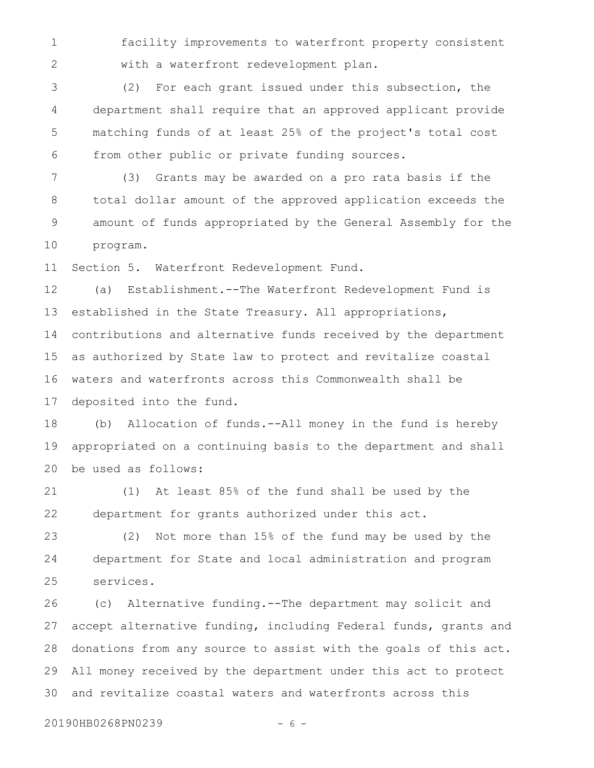facility improvements to waterfront property consistent with a waterfront redevelopment plan.

(2) For each grant issued under this subsection, the department shall require that an approved applicant provide matching funds of at least 25% of the project's total cost from other public or private funding sources.

(3) Grants may be awarded on a pro rata basis if the total dollar amount of the approved application exceeds the amount of funds appropriated by the General Assembly for the program.

Section 5. Waterfront Redevelopment Fund.

(a) Establishment.--The Waterfront Redevelopment Fund is established in the State Treasury. All appropriations, contributions and alternative funds received by the department as authorized by State law to protect and revitalize coastal waters and waterfronts across this Commonwealth shall be deposited into the fund.

(b) Allocation of funds.--All money in the fund is hereby appropriated on a continuing basis to the department and shall be used as follows:

(1) At least 85% of the fund shall be used by the department for grants authorized under this act.

(2) Not more than 15% of the fund may be used by the department for State and local administration and program services.

(c) Alternative funding.--The department may solicit and accept alternative funding, including Federal funds, grants and donations from any source to assist with the goals of this act. All money received by the department under this act to protect and revitalize coastal waters and waterfronts across this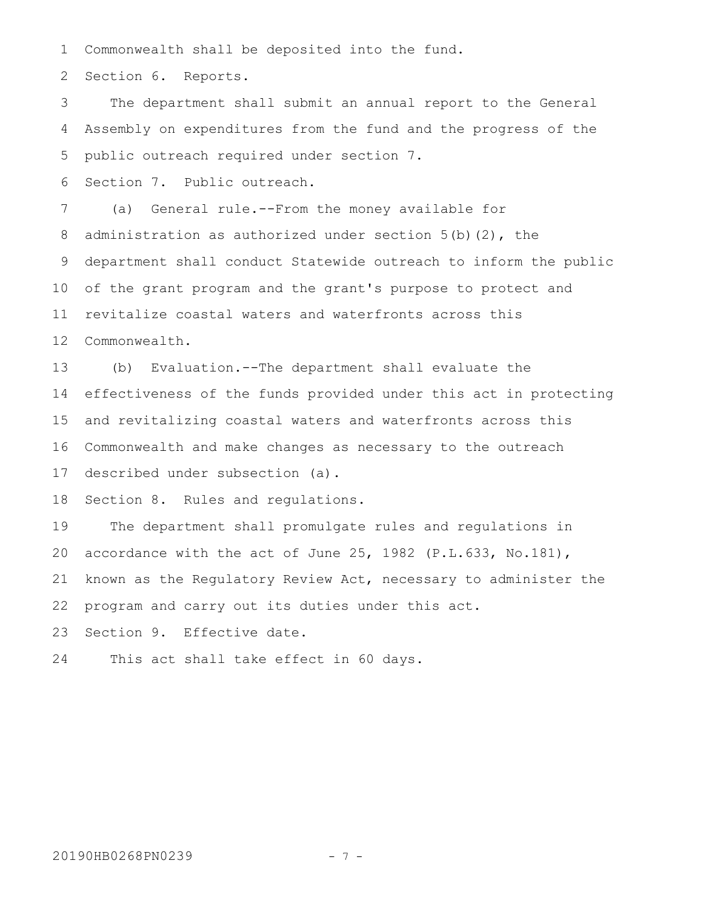Commonwealth shall be deposited into the fund.

Section 6. Reports.

The department shall submit an annual report to the General Assembly on expenditures from the fund and the progress of the public outreach required under section 7.

Section 7. Public outreach.

(a) General rule.--From the money available for administration as authorized under section 5(b)(2), the department shall conduct Statewide outreach to inform the public of the grant program and the grant's purpose to protect and revitalize coastal waters and waterfronts across this Commonwealth.

(b) Evaluation.--The department shall evaluate the effectiveness of the funds provided under this act in protecting and revitalizing coastal waters and waterfronts across this Commonwealth and make changes as necessary to the outreach described under subsection (a).

Section 8. Rules and regulations.

The department shall promulgate rules and regulations in accordance with the act of June 25, 1982 (P.L.633, No.181), known as the Regulatory Review Act, necessary to administer the program and carry out its duties under this act.

Section 9. Effective date.

This act shall take effect in 60 days.